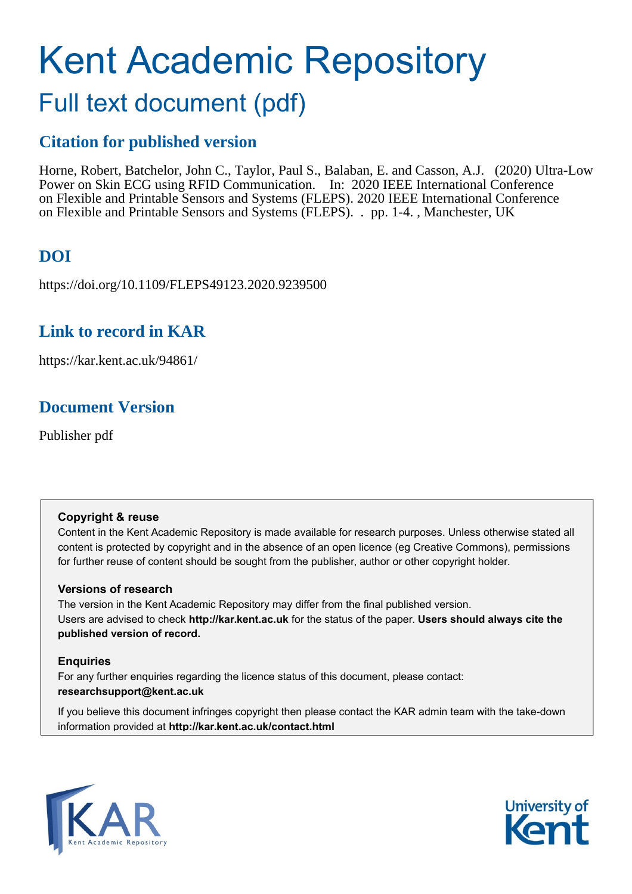# Kent Academic Repository

## Full text document (pdf)

### Citation for published version

Horne, Robert, Batchelor, John C., Taylor, Paul S., Balaban, E. and Casson, A.J. (2020) Ultra-Low Power on Skin ECG using RFID Communication. In: 2020 IEEE International Conference on Flexible and Printable Sensors and Systems (FLEPS). 2020 IEEE International Conference on Flexible and Printable Sensors and Systems (FLEPS). . pp. 1-4. , Manchester, UK

### DOI

https://doi.org/10.1109/FLEPS49123.2020.9239500

### Link to record in KAR

https://kar.kent.ac.uk/94861/

### Document Version

Publisher pdf

**Copyright & reuse**

Content in the Kent Academic Repository is made available for research purposes. Unless otherwise stated all content is protected by copyright and in the absence of an open licence (eg Creative Commons), permissions for further reuse of content should be sought from the publisher, author or other copyright holder.

**Versions of research**

The version in the Kent Academic Repository may differ from the final published version. Users are advised to check **http://kar.kent.ac.uk** for the status of the paper. **Users should always cite the published version of record.**

**Enquiries**

For any further enquiries regarding the licence status of this document, please contact: **researchsupport@kent.ac.uk**

If you believe this document infringes copyright then please contact the KAR admin team with the take-down information provided at **http://kar.kent.ac.uk/contact.html**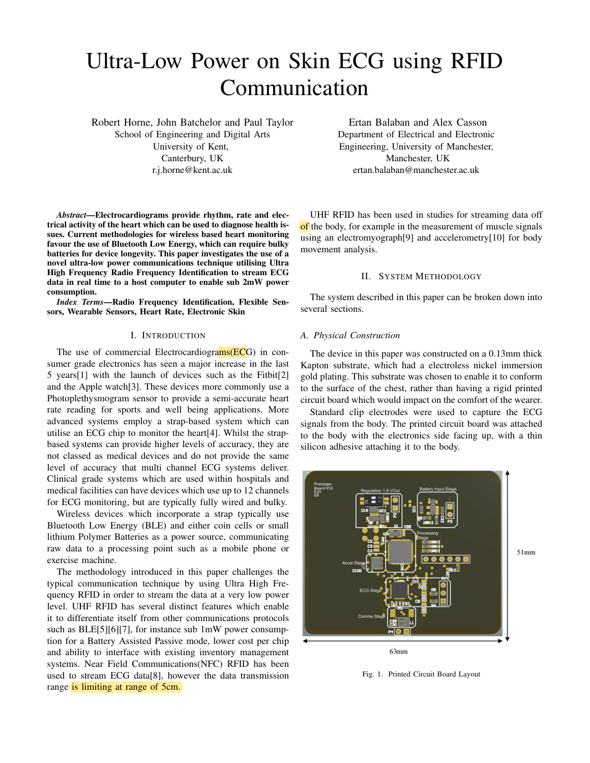# Ultra-Low Power on Skin ECG using RFID Communication

Robert Horne, John Batchelor and Paul Taylor
School of Engineering and Digital Arts
University of Kent,
Canterbury, UK
r.j.horne@kent.ac.uk

Ertan Balaban and Alex Casson
Department of Electrical and Electronic Engineering, University of Manchester,
Manchester, UK
ertan.balaban@manchester.ac.uk

***Abstract*—Electrocardiograms provide rhythm, rate and electrical activity of the heart which can be used to diagnose health issues. Current methodologies for wireless based heart monitoring favour the use of Bluetooth Low Energy, which can require bulky batteries for device longevity. This paper investigates the use of a novel ultra-low power communications technique utilising Ultra High Frequency Radio Frequency Identification to stream ECG data in real time to a host computer to enable sub 2mW power consumption.**

***Index Terms*—Radio Frequency Identification, Flexible Sensors, Wearable Sensors, Heart Rate, Electronic Skin**

## I. Introduction

The use of commercial Electrocardiograms(ECG) in consumer grade electronics has seen a major increase in the last 5 years[1] with the launch of devices such as the Fitbit[2] and the Apple watch[3]. These devices more commonly use a Photoplethysmogram sensor to provide a semi-accurate heart rate reading for sports and well being applications. More advanced systems employ a strap-based system which can utilise an ECG chip to monitor the heart[4]. Whilst the strap-based systems can provide higher levels of accuracy, they are not classed as medical devices and do not provide the same level of accuracy that multi channel ECG systems deliver. Clinical grade systems which are used within hospitals and medical facilities can have devices which use up to 12 channels for ECG monitoring, but are typically fully wired and bulky.

Wireless devices which incorporate a strap typically use Bluetooth Low Energy (BLE) and either coin cells or small lithium Polymer Batteries as a power source, communicating raw data to a processing point such as a mobile phone or exercise machine.

The methodology introduced in this paper challenges the typical communication technique by using Ultra High Frequency RFID in order to stream the data at a very low power level. UHF RFID has several distinct features which enable it to differentiate itself from other communications protocols such as BLE[5][6][7], for instance sub 1mW power consumption for a Battery Assisted Passive mode, lower cost per chip and ability to interface with existing inventory management systems. Near Field Communications(NFC) RFID has been used to stream ECG data[8], however the data transmission range is limiting at range of 5cm.

UHF RFID has been used in studies for streaming data off of the body, for example in the measurement of muscle signals using an electromyograph[9] and accelerometry[10] for body movement analysis.

## II. System Methodology

The system described in this paper can be broken down into several sections.

### A. Physical Construction

The device in this paper was constructed on a 0.13mm thick Kapton substrate, which had a electroless nickel immersion gold plating. This substrate was chosen to enable it to conform to the surface of the chest, rather than having a rigid printed circuit board which would impact on the comfort of the wearer.

Standard clip electrodes were used to capture the ECG signals from the body. The printed circuit board was attached to the body with the electronics side facing up, with a thin silicon adhesive attaching it to the body.

Fig. 1. Printed Circuit Board Layout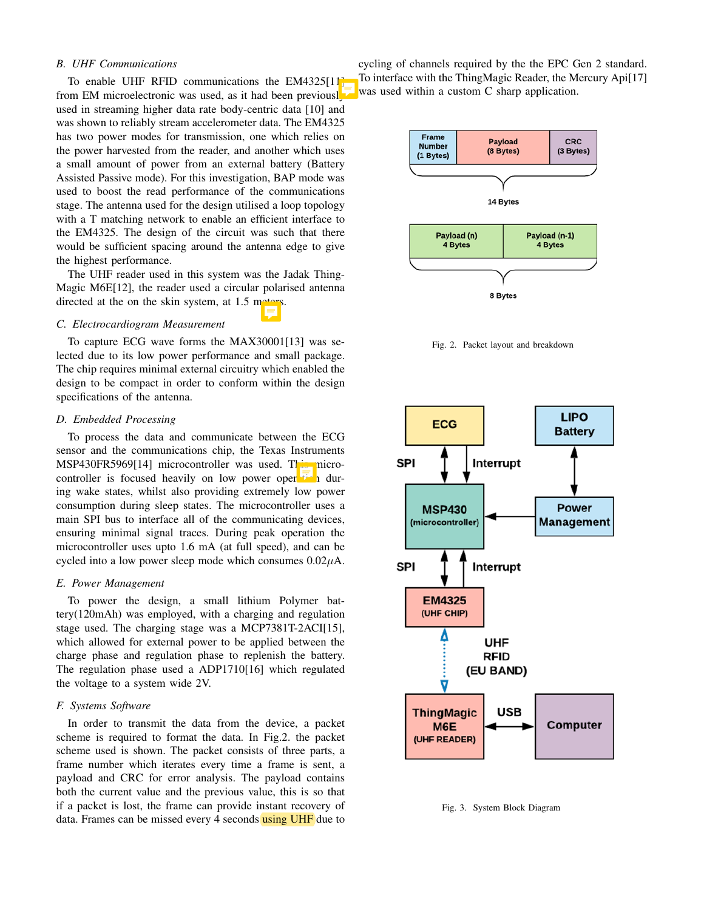### B. UHF Communications

To enable UHF RFID communications the EM4325[11] from EM microelectronic was used, as it had been previously used in streaming higher data rate body-centric data [10] and was shown to reliably stream accelerometer data. The EM4325 has two power modes for transmission, one which relies on the power harvested from the reader, and another which uses a small amount of power from an external battery (Battery Assisted Passive mode). For this investigation, BAP mode was used to boost the read performance of the communications stage. The antenna used for the design utilised a loop topology with a T matching network to enable an efficient interface to the EM4325. The design of the circuit was such that there would be sufficient spacing around the antenna edge to give the highest performance.

The UHF reader used in this system was the Jadak ThingMagic M6E[12], the reader used a circular polarised antenna directed at the on the skin system, at 1.5 meters.

### C. Electrocardiogram Measurement

To capture ECG wave forms the MAX30001[13] was selected due to its low power performance and small package. The chip requires minimal external circuitry which enabled the design to be compact in order to conform within the design specifications of the antenna.

### D. Embedded Processing

To process the data and communicate between the ECG sensor and the communications chip, the Texas Instruments MSP430FR5969[14] microcontroller was used. The microcontroller is focused heavily on low power operation during wake states, whilst also providing extremely low power consumption during sleep states. The microcontroller uses a main SPI bus to interface all of the communicating devices, ensuring minimal signal traces. During peak operation the microcontroller uses upto 1.6 mA (at full speed), and can be cycled into a low power sleep mode which consumes 0.02$\mu$A.

### E. Power Management

To power the design, a small lithium Polymer battery(120mAh) was employed, with a charging and regulation stage used. The charging stage was a MCP7381T-2ACI[15], which allowed for external power to be applied between the charge phase and regulation phase to replenish the battery. The regulation phase used a ADP1710[16] which regulated the voltage to a system wide 2V.

### F. Systems Software

In order to transmit the data from the device, a packet scheme is required to format the data. In Fig.2. the packet scheme used is shown. The packet consists of three parts, a frame number which iterates every time a frame is sent, a payload and CRC for error analysis. The payload contains both the current value and the previous value, this is so that if a packet is lost, the frame can provide instant recovery of data. Frames can be missed every 4 seconds using UHF due to cycling of channels required by the the EPC Gen 2 standard. To interface with the ThingMagic Reader, the Mercury Api[17] was used within a custom C sharp application.

Fig. 2. Packet layout and breakdown

Fig. 3. System Block Diagram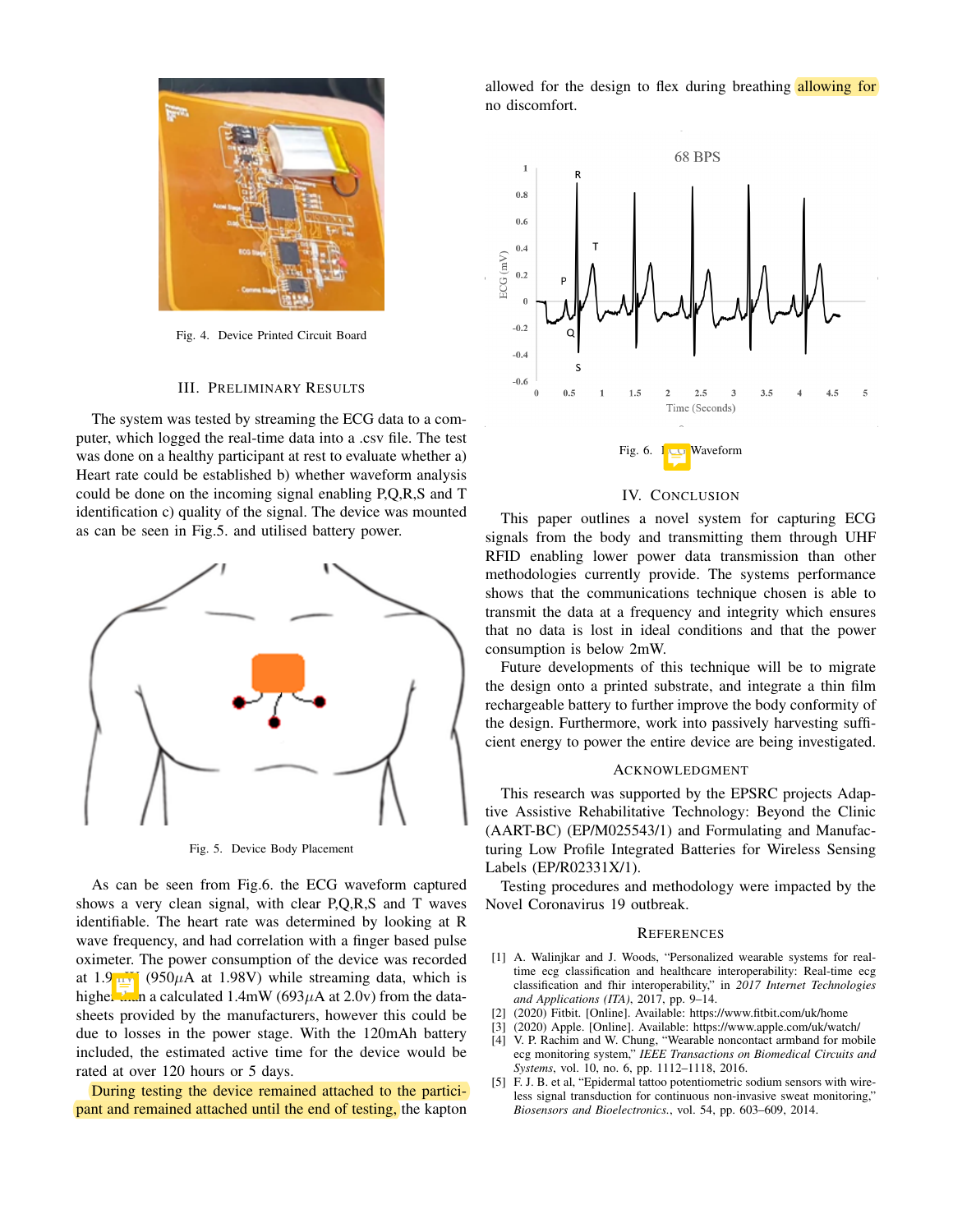Fig. 4. Device Printed Circuit Board

## III. Preliminary Results

The system was tested by streaming the ECG data to a computer, which logged the real-time data into a .csv file. The test was done on a healthy participant at rest to evaluate whether a) Heart rate could be established b) whether waveform analysis could be done on the incoming signal enabling P,Q,R,S and T identification c) quality of the signal. The device was mounted as can be seen in Fig.5. and utilised battery power.

Fig. 5. Device Body Placement

As can be seen from Fig.6. the ECG waveform captured shows a very clean signal, with clear P,Q,R,S and T waves identifiable. The heart rate was determined by looking at R wave frequency, and had correlation with a finger based pulse oximeter. The power consumption of the device was recorded at 1.9mW (950$\mu$A at 1.98V) while streaming data, which is higher than a calculated 1.4mW (693$\mu$A at 2.0v) from the datasheets provided by the manufacturers, however this could be due to losses in the power stage. With the 120mAh battery included, the estimated active time for the device would be rated at over 120 hours or 5 days.

During testing the device remained attached to the participant and remained attached until the end of testing, the kapton allowed for the design to flex during breathing allowing for no discomfort.

Fig. 6. ECG Waveform

## IV. Conclusion

This paper outlines a novel system for capturing ECG signals from the body and transmitting them through UHF RFID enabling lower power data transmission than other methodologies currently provide. The systems performance shows that the communications technique chosen is able to transmit the data at a frequency and integrity which ensures that no data is lost in ideal conditions and that the power consumption is below 2mW.

Future developments of this technique will be to migrate the design onto a printed substrate, and integrate a thin film rechargeable battery to further improve the body conformity of the design. Furthermore, work into passively harvesting sufficient energy to power the entire device are being investigated.

## Acknowledgment

This research was supported by the EPSRC projects Adaptive Assistive Rehabilitative Technology: Beyond the Clinic (AART-BC) (EP/M025543/1) and Formulating and Manufacturing Low Profile Integrated Batteries for Wireless Sensing Labels (EP/R02331X/1).

Testing procedures and methodology were impacted by the Novel Coronavirus 19 outbreak.

## References

[1] A. Walinjkar and J. Woods, "Personalized wearable systems for real-time ecg classification and healthcare interoperability: Real-time ecg classification and fhir interoperability," in *2017 Internet Technologies and Applications (ITA)*, 2017, pp. 9–14.

[2] (2020) Fitbit. [Online]. Available: https://www.fitbit.com/uk/home

[3] (2020) Apple. [Online]. Available: https://www.apple.com/uk/watch/

[4] V. P. Rachim and W. Chung, "Wearable noncontact armband for mobile ecg monitoring system," *IEEE Transactions on Biomedical Circuits and Systems*, vol. 10, no. 6, pp. 1112–1118, 2016.

[5] F. J. B. et al, "Epidermal tattoo potentiometric sodium sensors with wireless signal transduction for continuous non-invasive sweat monitoring," *Biosensors and Bioelectronics.*, vol. 54, pp. 603–609, 2014.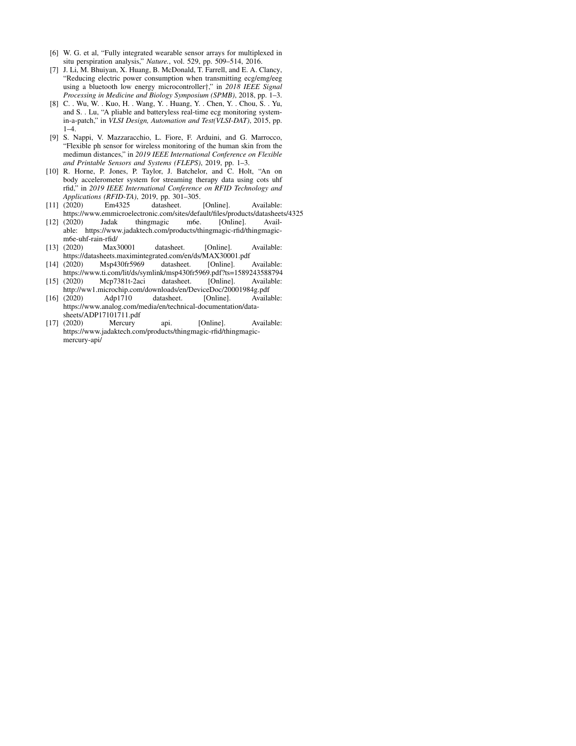[6] W. G. et al, "Fully integrated wearable sensor arrays for multiplexed in situ perspiration analysis," *Nature.*, vol. 529, pp. 509–514, 2016.

[7] J. Li, M. Bhuiyan, X. Huang, B. McDonald, T. Farrell, and E. A. Clancy, "Reducing electric power consumption when transmitting ecg/emg/eeg using a bluetooth low energy microcontroller†," in *2018 IEEE Signal Processing in Medicine and Biology Symposium (SPMB)*, 2018, pp. 1–3.

[8] C. . Wu, W. . Kuo, H. . Wang, Y. . Huang, Y. . Chen, Y. . Chou, S. . Yu, and S. . Lu, "A pliable and batteryless real-time ecg monitoring system-in-a-patch," in *VLSI Design, Automation and Test(VLSI-DAT)*, 2015, pp. 1–4.

[9] S. Nappi, V. Mazzaracchio, L. Fiore, F. Arduini, and G. Marrocco, "Flexible ph sensor for wireless monitoring of the human skin from the medimun distances," in *2019 IEEE International Conference on Flexible and Printable Sensors and Systems (FLEPS)*, 2019, pp. 1–3.

[10] R. Horne, P. Jones, P. Taylor, J. Batchelor, and C. Holt, "An on body accelerometer system for streaming therapy data using cots uhf rfid," in *2019 IEEE International Conference on RFID Technology and Applications (RFID-TA)*, 2019, pp. 301–305.

[11] (2020) Em4325 datasheet. [Online]. Available: https://www.emmicroelectronic.com/sites/default/files/products/datasheets/4325

[12] (2020) Jadak thingmagic m6e. [Online]. Available: https://www.jadaktech.com/products/thingmagic-rfid/thingmagic-m6e-uhf-rain-rfid/

[13] (2020) Max30001 datasheet. [Online]. Available: https://datasheets.maximintegrated.com/en/ds/MAX30001.pdf

[14] (2020) Msp430fr5969 datasheet. [Online]. Available: https://www.ti.com/lit/ds/symlink/msp430fr5969.pdf?ts=1589243588794

[15] (2020) Mcp7381t-2aci datasheet. [Online]. Available: http://ww1.microchip.com/downloads/en/DeviceDoc/20001984g.pdf

[16] (2020) Adp1710 datasheet. [Online]. Available: https://www.analog.com/media/en/technical-documentation/data-sheets/ADP17101711.pdf

[17] (2020) Mercury api. [Online]. Available: https://www.jadaktech.com/products/thingmagic-rfid/thingmagic-mercury-api/